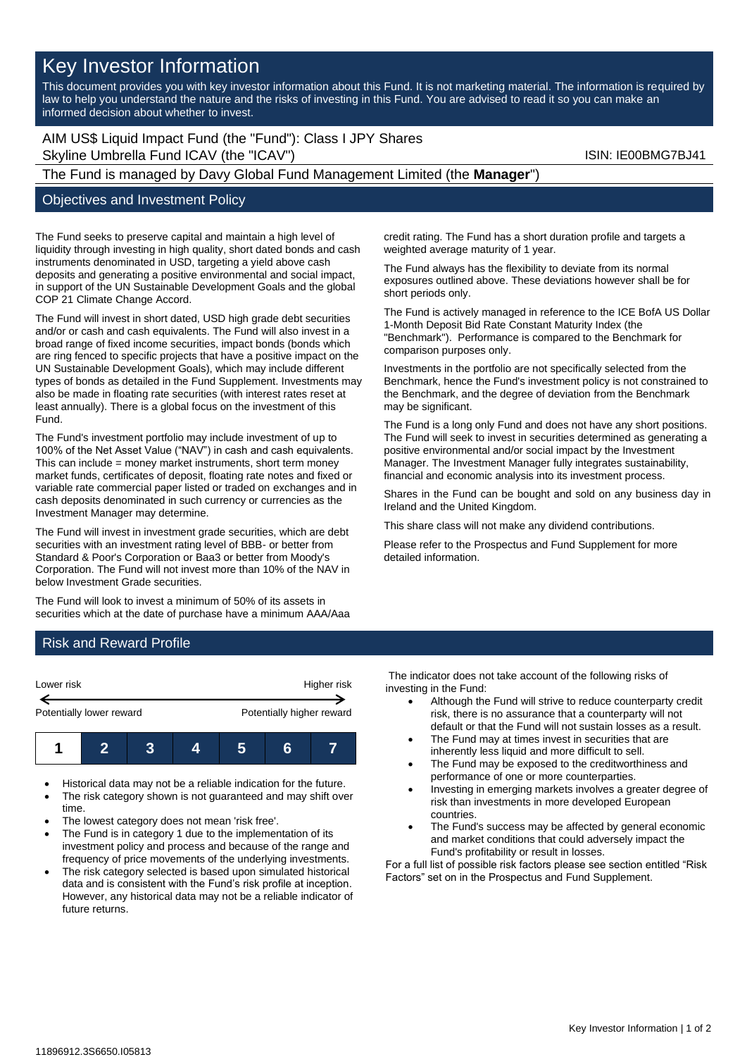# Key Investor Information

This document provides you with key investor information about this Fund. It is not marketing material. The information is required by law to help you understand the nature and the risks of investing in this Fund. You are advised to read it so you can make an informed decision about whether to invest.

AIM US$ Liquid Impact Fund (the "Fund"): Class I JPY Shares
Skyline Umbrella Fund ICAV (the "ICAV") ISIN: IE00BMG7BJ41

The Fund is managed by Davy Global Fund Management Limited (the **Manager**")

## Objectives and Investment Policy

The Fund seeks to preserve capital and maintain a high level of liquidity through investing in high quality, short dated bonds and cash instruments denominated in USD, targeting a yield above cash deposits and generating a positive environmental and social impact, in support of the UN Sustainable Development Goals and the global COP 21 Climate Change Accord.

The Fund will invest in short dated, USD high grade debt securities and/or or cash and cash equivalents. The Fund will also invest in a broad range of fixed income securities, impact bonds (bonds which are ring fenced to specific projects that have a positive impact on the UN Sustainable Development Goals), which may include different types of bonds as detailed in the Fund Supplement. Investments may also be made in floating rate securities (with interest rates reset at least annually). There is a global focus on the investment of this Fund.

The Fund's investment portfolio may include investment of up to 100% of the Net Asset Value ("NAV") in cash and cash equivalents. This can include = money market instruments, short term money market funds, certificates of deposit, floating rate notes and fixed or variable rate commercial paper listed or traded on exchanges and in cash deposits denominated in such currency or currencies as the Investment Manager may determine.

The Fund will invest in investment grade securities, which are debt securities with an investment rating level of BBB- or better from Standard & Poor's Corporation or Baa3 or better from Moody's Corporation. The Fund will not invest more than 10% of the NAV in below Investment Grade securities.

The Fund will look to invest a minimum of 50% of its assets in securities which at the date of purchase have a minimum AAA/Aaa credit rating. The Fund has a short duration profile and targets a weighted average maturity of 1 year.

The Fund always has the flexibility to deviate from its normal exposures outlined above. These deviations however shall be for short periods only.

The Fund is actively managed in reference to the ICE BofA US Dollar 1-Month Deposit Bid Rate Constant Maturity Index (the "Benchmark"). Performance is compared to the Benchmark for comparison purposes only.

Investments in the portfolio are not specifically selected from the Benchmark, hence the Fund's investment policy is not constrained to the Benchmark, and the degree of deviation from the Benchmark may be significant.

The Fund is a long only Fund and does not have any short positions. The Fund will seek to invest in securities determined as generating a positive environmental and/or social impact by the Investment Manager. The Investment Manager fully integrates sustainability, financial and economic analysis into its investment process.

Shares in the Fund can be bought and sold on any business day in Ireland and the United Kingdom.

This share class will not make any dividend contributions.

Please refer to the Prospectus and Fund Supplement for more detailed information.

## Risk and Reward Profile

| Lower risk | | | | | | Higher risk |
|---|---|---|---|---|---|---|
| Potentially lower reward | | | | | | Potentially higher reward |
| **1** | 2 | 3 | 4 | 5 | 6 | 7 |

- Historical data may not be a reliable indication for the future.
- The risk category shown is not guaranteed and may shift over time.
- The lowest category does not mean 'risk free'.
- The Fund is in category 1 due to the implementation of its investment policy and process and because of the range and frequency of price movements of the underlying investments.
- The risk category selected is based upon simulated historical data and is consistent with the Fund's risk profile at inception. However, any historical data may not be a reliable indicator of future returns.

The indicator does not take account of the following risks of investing in the Fund:

- Although the Fund will strive to reduce counterparty credit risk, there is no assurance that a counterparty will not default or that the Fund will not sustain losses as a result.
- The Fund may at times invest in securities that are inherently less liquid and more difficult to sell.
- The Fund may be exposed to the creditworthiness and performance of one or more counterparties.
- Investing in emerging markets involves a greater degree of risk than investments in more developed European countries.
- The Fund's success may be affected by general economic and market conditions that could adversely impact the Fund's profitability or result in losses.

For a full list of possible risk factors please see section entitled "Risk Factors" set on in the Prospectus and Fund Supplement.

11896912.3S6650.I05813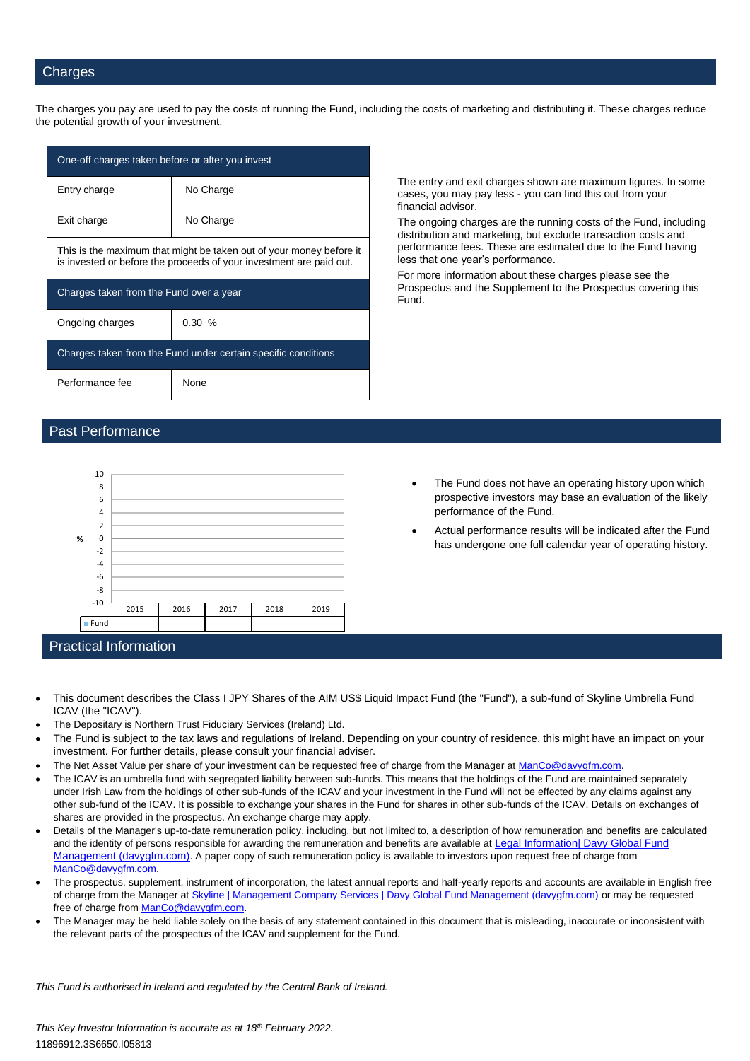## Charges

The charges you pay are used to pay the costs of running the Fund, including the costs of marketing and distributing it. These charges reduce the potential growth of your investment.

| One-off charges taken before or after you invest | |
|---|---|
| Entry charge | No Charge |
| Exit charge | No Charge |
| This is the maximum that might be taken out of your money before it is invested or before the proceeds of your investment are paid out. | |
| **Charges taken from the Fund over a year** | |
| Ongoing charges | 0.30 % |
| **Charges taken from the Fund under certain specific conditions** | |
| Performance fee | None |

The entry and exit charges shown are maximum figures. In some cases, you may pay less - you can find this out from your financial advisor.

The ongoing charges are the running costs of the Fund, including distribution and marketing, but exclude transaction costs and performance fees. These are estimated due to the Fund having less that one year's performance.

For more information about these charges please see the Prospectus and the Supplement to the Prospectus covering this Fund.

## Past Performance

%
10
8
6
4
2
0
-2
-4
-6
-8
-10
2015
2016
2017
2018
2019
Fund

- The Fund does not have an operating history upon which prospective investors may base an evaluation of the likely performance of the Fund.
- Actual performance results will be indicated after the Fund has undergone one full calendar year of operating history.

## Practical Information

- This document describes the Class I JPY Shares of the AIM US$ Liquid Impact Fund (the "Fund"), a sub-fund of Skyline Umbrella Fund ICAV (the "ICAV").
- The Depositary is Northern Trust Fiduciary Services (Ireland) Ltd.
- The Fund is subject to the tax laws and regulations of Ireland. Depending on your country of residence, this might have an impact on your investment. For further details, please consult your financial adviser.
- The Net Asset Value per share of your investment can be requested free of charge from the Manager at ManCo@davygfm.com.
- The ICAV is an umbrella fund with segregated liability between sub-funds. This means that the holdings of the Fund are maintained separately under Irish Law from the holdings of other sub-funds of the ICAV and your investment in the Fund will not be effected by any claims against any other sub-fund of the ICAV. It is possible to exchange your shares in the Fund for shares in other sub-funds of the ICAV. Details on exchanges of shares are provided in the prospectus. An exchange charge may apply.
- Details of the Manager's up-to-date remuneration policy, including, but not limited to, a description of how remuneration and benefits are calculated and the identity of persons responsible for awarding the remuneration and benefits are available at Legal Information| Davy Global Fund Management (davygfm.com). A paper copy of such remuneration policy is available to investors upon request free of charge from ManCo@davygfm.com.
- The prospectus, supplement, instrument of incorporation, the latest annual reports and half-yearly reports and accounts are available in English free of charge from the Manager at Skyline | Management Company Services | Davy Global Fund Management (davygfm.com) or may be requested free of charge from ManCo@davygfm.com.
- The Manager may be held liable solely on the basis of any statement contained in this document that is misleading, inaccurate or inconsistent with the relevant parts of the prospectus of the ICAV and supplement for the Fund.

*This Fund is authorised in Ireland and regulated by the Central Bank of Ireland.*

*This Key Investor Information is accurate as at 18th February 2022.*

11896912.3S6650.I05813